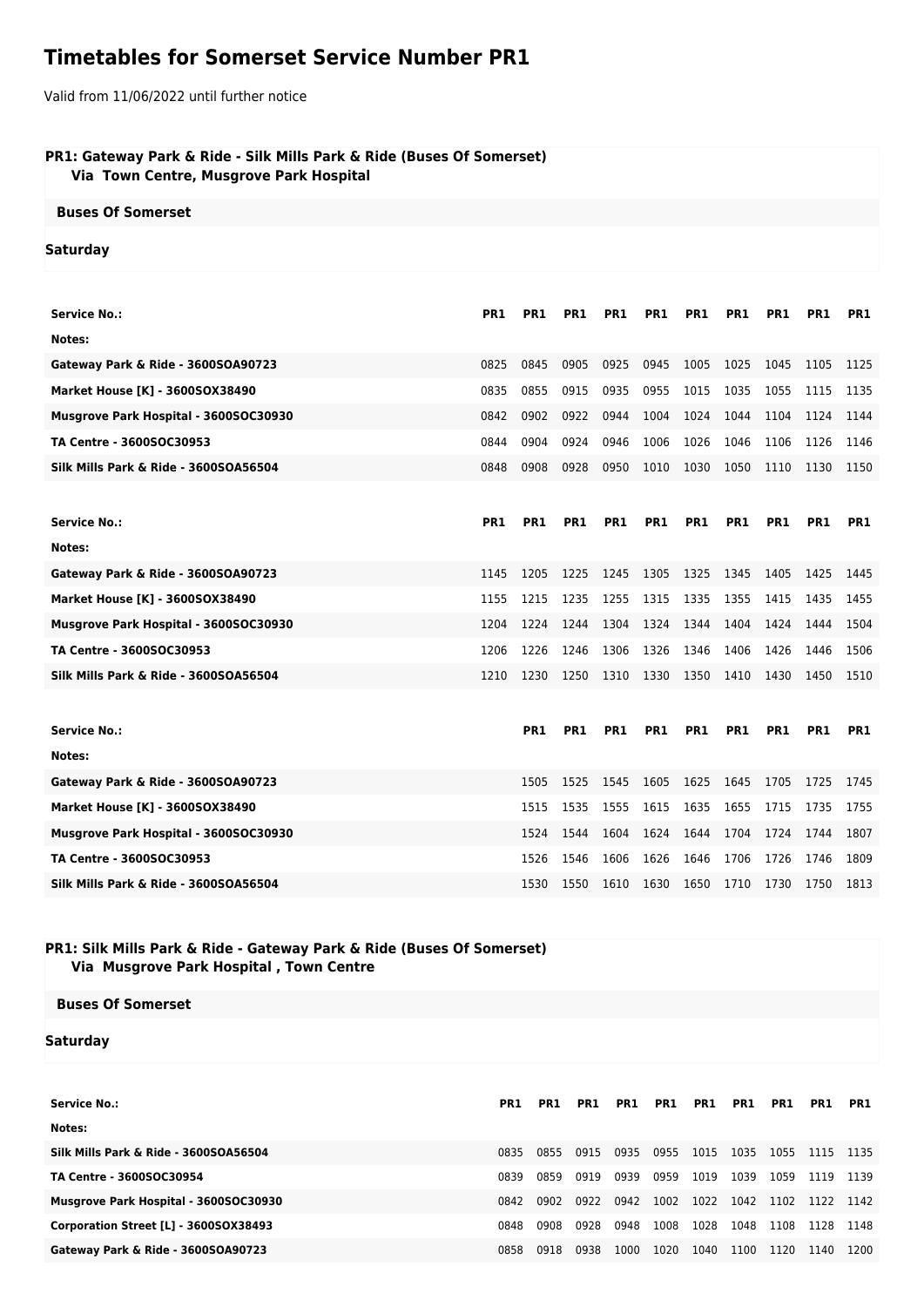# Timetables for Somerset Service Number PR1

Valid from 11/06/2022 until further notice

**PR1: Gateway Park & Ride - Silk Mills Park & Ride (Buses Of Somerset)**
**Via Town Centre, Musgrove Park Hospital**

**Buses Of Somerset**

**Saturday**

| Service No.: | PR1 | PR1 | PR1 | PR1 | PR1 | PR1 | PR1 | PR1 | PR1 | PR1 |
|---|---|---|---|---|---|---|---|---|---|---|
| Notes: | | | | | | | | | | |
| Gateway Park & Ride - 3600SOA90723 | 0825 | 0845 | 0905 | 0925 | 0945 | 1005 | 1025 | 1045 | 1105 | 1125 |
| Market House [K] - 3600SOX38490 | 0835 | 0855 | 0915 | 0935 | 0955 | 1015 | 1035 | 1055 | 1115 | 1135 |
| Musgrove Park Hospital - 3600SOC30930 | 0842 | 0902 | 0922 | 0944 | 1004 | 1024 | 1044 | 1104 | 1124 | 1144 |
| TA Centre - 3600SOC30953 | 0844 | 0904 | 0924 | 0946 | 1006 | 1026 | 1046 | 1106 | 1126 | 1146 |
| Silk Mills Park & Ride - 3600SOA56504 | 0848 | 0908 | 0928 | 0950 | 1010 | 1030 | 1050 | 1110 | 1130 | 1150 |

| Service No.: | PR1 | PR1 | PR1 | PR1 | PR1 | PR1 | PR1 | PR1 | PR1 | PR1 |
|---|---|---|---|---|---|---|---|---|---|---|
| Notes: | | | | | | | | | | |
| Gateway Park & Ride - 3600SOA90723 | 1145 | 1205 | 1225 | 1245 | 1305 | 1325 | 1345 | 1405 | 1425 | 1445 |
| Market House [K] - 3600SOX38490 | 1155 | 1215 | 1235 | 1255 | 1315 | 1335 | 1355 | 1415 | 1435 | 1455 |
| Musgrove Park Hospital - 3600SOC30930 | 1204 | 1224 | 1244 | 1304 | 1324 | 1344 | 1404 | 1424 | 1444 | 1504 |
| TA Centre - 3600SOC30953 | 1206 | 1226 | 1246 | 1306 | 1326 | 1346 | 1406 | 1426 | 1446 | 1506 |
| Silk Mills Park & Ride - 3600SOA56504 | 1210 | 1230 | 1250 | 1310 | 1330 | 1350 | 1410 | 1430 | 1450 | 1510 |

| Service No.: | PR1 | PR1 | PR1 | PR1 | PR1 | PR1 | PR1 | PR1 | PR1 |
|---|---|---|---|---|---|---|---|---|---|
| Notes: | | | | | | | | | |
| Gateway Park & Ride - 3600SOA90723 | 1505 | 1525 | 1545 | 1605 | 1625 | 1645 | 1705 | 1725 | 1745 |
| Market House [K] - 3600SOX38490 | 1515 | 1535 | 1555 | 1615 | 1635 | 1655 | 1715 | 1735 | 1755 |
| Musgrove Park Hospital - 3600SOC30930 | 1524 | 1544 | 1604 | 1624 | 1644 | 1704 | 1724 | 1744 | 1807 |
| TA Centre - 3600SOC30953 | 1526 | 1546 | 1606 | 1626 | 1646 | 1706 | 1726 | 1746 | 1809 |
| Silk Mills Park & Ride - 3600SOA56504 | 1530 | 1550 | 1610 | 1630 | 1650 | 1710 | 1730 | 1750 | 1813 |

**PR1: Silk Mills Park & Ride - Gateway Park & Ride (Buses Of Somerset)**
**Via Musgrove Park Hospital , Town Centre**

**Buses Of Somerset**

**Saturday**

| Service No.: | PR1 | PR1 | PR1 | PR1 | PR1 | PR1 | PR1 | PR1 | PR1 | PR1 |
|---|---|---|---|---|---|---|---|---|---|---|
| Notes: | | | | | | | | | | |
| Silk Mills Park & Ride - 3600SOA56504 | 0835 | 0855 | 0915 | 0935 | 0955 | 1015 | 1035 | 1055 | 1115 | 1135 |
| TA Centre - 3600SOC30954 | 0839 | 0859 | 0919 | 0939 | 0959 | 1019 | 1039 | 1059 | 1119 | 1139 |
| Musgrove Park Hospital - 3600SOC30930 | 0842 | 0902 | 0922 | 0942 | 1002 | 1022 | 1042 | 1102 | 1122 | 1142 |
| Corporation Street [L] - 3600SOX38493 | 0848 | 0908 | 0928 | 0948 | 1008 | 1028 | 1048 | 1108 | 1128 | 1148 |
| Gateway Park & Ride - 3600SOA90723 | 0858 | 0918 | 0938 | 1000 | 1020 | 1040 | 1100 | 1120 | 1140 | 1200 |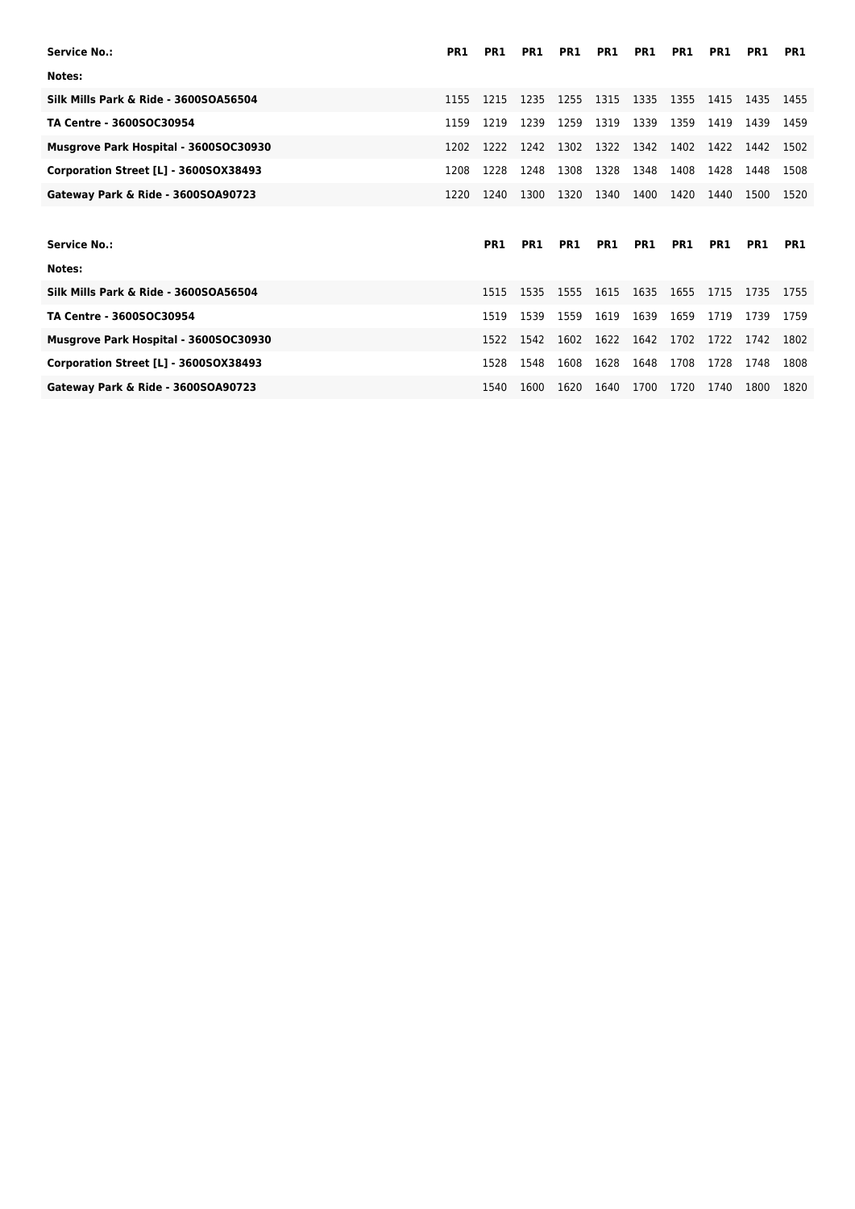| Service No.: | PR1 | PR1 | PR1 | PR1 | PR1 | PR1 | PR1 | PR1 | PR1 | PR1 |
|---|---|---|---|---|---|---|---|---|---|---|
| Notes: | | | | | | | | | | |
| Silk Mills Park & Ride - 3600SOA56504 | 1155 | 1215 | 1235 | 1255 | 1315 | 1335 | 1355 | 1415 | 1435 | 1455 |
| TA Centre - 3600SOC30954 | 1159 | 1219 | 1239 | 1259 | 1319 | 1339 | 1359 | 1419 | 1439 | 1459 |
| Musgrove Park Hospital - 3600SOC30930 | 1202 | 1222 | 1242 | 1302 | 1322 | 1342 | 1402 | 1422 | 1442 | 1502 |
| Corporation Street [L] - 3600SOX38493 | 1208 | 1228 | 1248 | 1308 | 1328 | 1348 | 1408 | 1428 | 1448 | 1508 |
| Gateway Park & Ride - 3600SOA90723 | 1220 | 1240 | 1300 | 1320 | 1340 | 1400 | 1420 | 1440 | 1500 | 1520 |

| Service No.: | PR1 | PR1 | PR1 | PR1 | PR1 | PR1 | PR1 | PR1 | PR1 |
|---|---|---|---|---|---|---|---|---|---|
| Notes: | | | | | | | | | |
| Silk Mills Park & Ride - 3600SOA56504 | 1515 | 1535 | 1555 | 1615 | 1635 | 1655 | 1715 | 1735 | 1755 |
| TA Centre - 3600SOC30954 | 1519 | 1539 | 1559 | 1619 | 1639 | 1659 | 1719 | 1739 | 1759 |
| Musgrove Park Hospital - 3600SOC30930 | 1522 | 1542 | 1602 | 1622 | 1642 | 1702 | 1722 | 1742 | 1802 |
| Corporation Street [L] - 3600SOX38493 | 1528 | 1548 | 1608 | 1628 | 1648 | 1708 | 1728 | 1748 | 1808 |
| Gateway Park & Ride - 3600SOA90723 | 1540 | 1600 | 1620 | 1640 | 1700 | 1720 | 1740 | 1800 | 1820 |